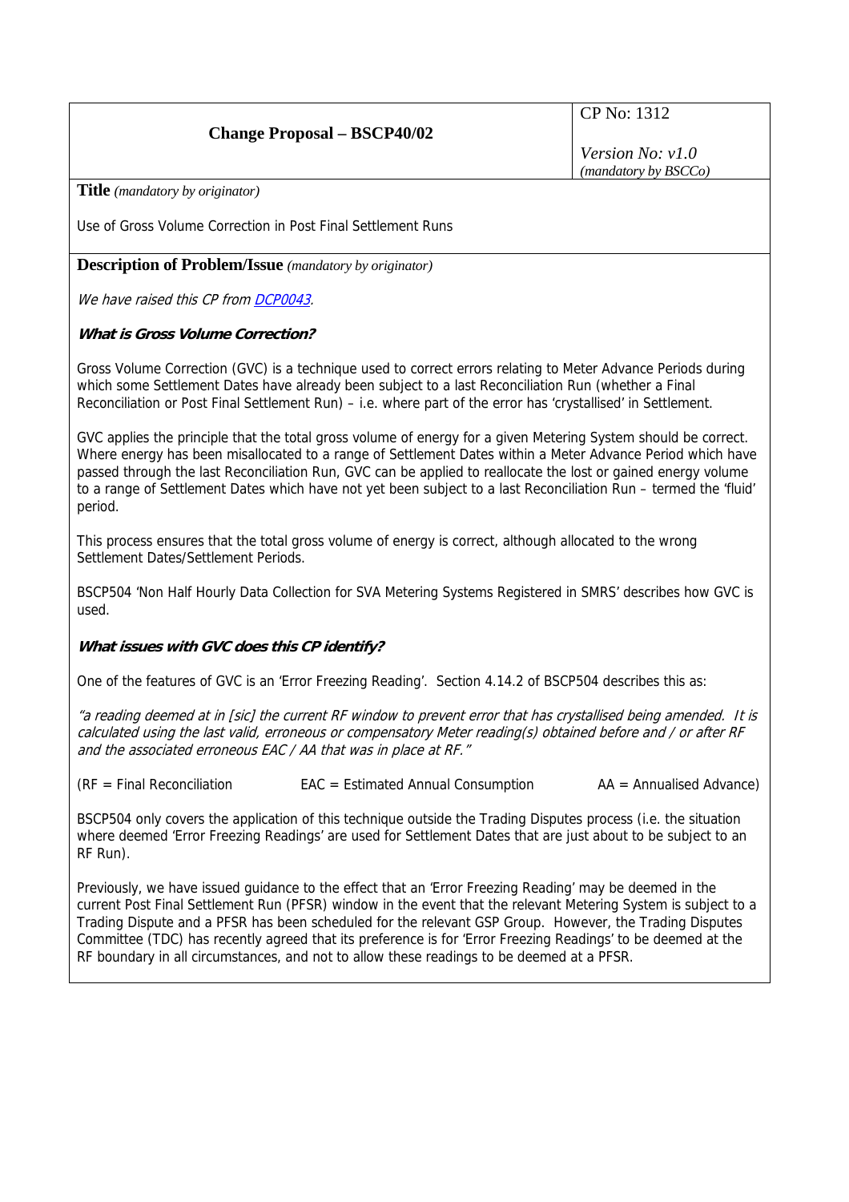| Change Proposal – BSCP40/02 | CP No: 1312<br><br>*Version No: v1.0*<br>*(mandatory by BSCCo)* |
|---|---|

**Title** *(mandatory by originator)*

Use of Gross Volume Correction in Post Final Settlement Runs

**Description of Problem/Issue** *(mandatory by originator)*

*We have raised this CP from [DCP0043](DCP0043).*

***What is Gross Volume Correction?***

Gross Volume Correction (GVC) is a technique used to correct errors relating to Meter Advance Periods during which some Settlement Dates have already been subject to a last Reconciliation Run (whether a Final Reconciliation or Post Final Settlement Run) – i.e. where part of the error has 'crystallised' in Settlement.

GVC applies the principle that the total gross volume of energy for a given Metering System should be correct. Where energy has been misallocated to a range of Settlement Dates within a Meter Advance Period which have passed through the last Reconciliation Run, GVC can be applied to reallocate the lost or gained energy volume to a range of Settlement Dates which have not yet been subject to a last Reconciliation Run – termed the 'fluid' period.

This process ensures that the total gross volume of energy is correct, although allocated to the wrong Settlement Dates/Settlement Periods.

BSCP504 'Non Half Hourly Data Collection for SVA Metering Systems Registered in SMRS' describes how GVC is used.

***What issues with GVC does this CP identify?***

One of the features of GVC is an 'Error Freezing Reading'. Section 4.14.2 of BSCP504 describes this as:

*"a reading deemed at in [sic] the current RF window to prevent error that has crystallised being amended. It is calculated using the last valid, erroneous or compensatory Meter reading(s) obtained before and / or after RF and the associated erroneous EAC / AA that was in place at RF."*

(RF = Final Reconciliation EAC = Estimated Annual Consumption AA = Annualised Advance)

BSCP504 only covers the application of this technique outside the Trading Disputes process (i.e. the situation where deemed 'Error Freezing Readings' are used for Settlement Dates that are just about to be subject to an RF Run).

Previously, we have issued guidance to the effect that an 'Error Freezing Reading' may be deemed in the current Post Final Settlement Run (PFSR) window in the event that the relevant Metering System is subject to a Trading Dispute and a PFSR has been scheduled for the relevant GSP Group. However, the Trading Disputes Committee (TDC) has recently agreed that its preference is for 'Error Freezing Readings' to be deemed at the RF boundary in all circumstances, and not to allow these readings to be deemed at a PFSR.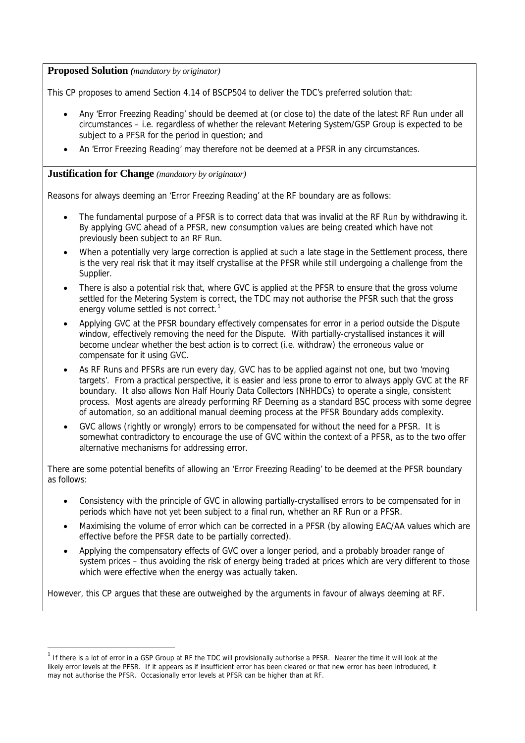**Proposed Solution** *(mandatory by originator)*

This CP proposes to amend Section 4.14 of BSCP504 to deliver the TDC's preferred solution that:

- Any 'Error Freezing Reading' should be deemed at (or close to) the date of the latest RF Run under all circumstances – i.e. regardless of whether the relevant Metering System/GSP Group is expected to be subject to a PFSR for the period in question; and
- An 'Error Freezing Reading' may therefore not be deemed at a PFSR in any circumstances.

**Justification for Change** *(mandatory by originator)*

Reasons for always deeming an 'Error Freezing Reading' at the RF boundary are as follows:

- The fundamental purpose of a PFSR is to correct data that was invalid at the RF Run by withdrawing it. By applying GVC ahead of a PFSR, new consumption values are being created which have not previously been subject to an RF Run.
- When a potentially very large correction is applied at such a late stage in the Settlement process, there is the very real risk that it may itself crystallise at the PFSR while still undergoing a challenge from the Supplier.
- There is also a potential risk that, where GVC is applied at the PFSR to ensure that the gross volume settled for the Metering System is correct, the TDC may not authorise the PFSR such that the gross energy volume settled is not correct.[1]
- Applying GVC at the PFSR boundary effectively compensates for error in a period outside the Dispute window, effectively removing the need for the Dispute. With partially-crystallised instances it will become unclear whether the best action is to correct (i.e. withdraw) the erroneous value or compensate for it using GVC.
- As RF Runs and PFSRs are run every day, GVC has to be applied against not one, but two 'moving targets'. From a practical perspective, it is easier and less prone to error to always apply GVC at the RF boundary. It also allows Non Half Hourly Data Collectors (NHHDCs) to operate a single, consistent process. Most agents are already performing RF Deeming as a standard BSC process with some degree of automation, so an additional manual deeming process at the PFSR Boundary adds complexity.
- GVC allows (rightly or wrongly) errors to be compensated for without the need for a PFSR. It is somewhat contradictory to encourage the use of GVC within the context of a PFSR, as to the two offer alternative mechanisms for addressing error.

There are some potential benefits of allowing an 'Error Freezing Reading' to be deemed at the PFSR boundary as follows:

- Consistency with the principle of GVC in allowing partially-crystallised errors to be compensated for in periods which have not yet been subject to a final run, whether an RF Run or a PFSR.
- Maximising the volume of error which can be corrected in a PFSR (by allowing EAC/AA values which are effective before the PFSR date to be partially corrected).
- Applying the compensatory effects of GVC over a longer period, and a probably broader range of system prices – thus avoiding the risk of energy being traded at prices which are very different to those which were effective when the energy was actually taken.

However, this CP argues that these are outweighed by the arguments in favour of always deeming at RF.

[1] If there is a lot of error in a GSP Group at RF the TDC will provisionally authorise a PFSR. Nearer the time it will look at the likely error levels at the PFSR. If it appears as if insufficient error has been cleared or that new error has been introduced, it may not authorise the PFSR. Occasionally error levels at PFSR can be higher than at RF.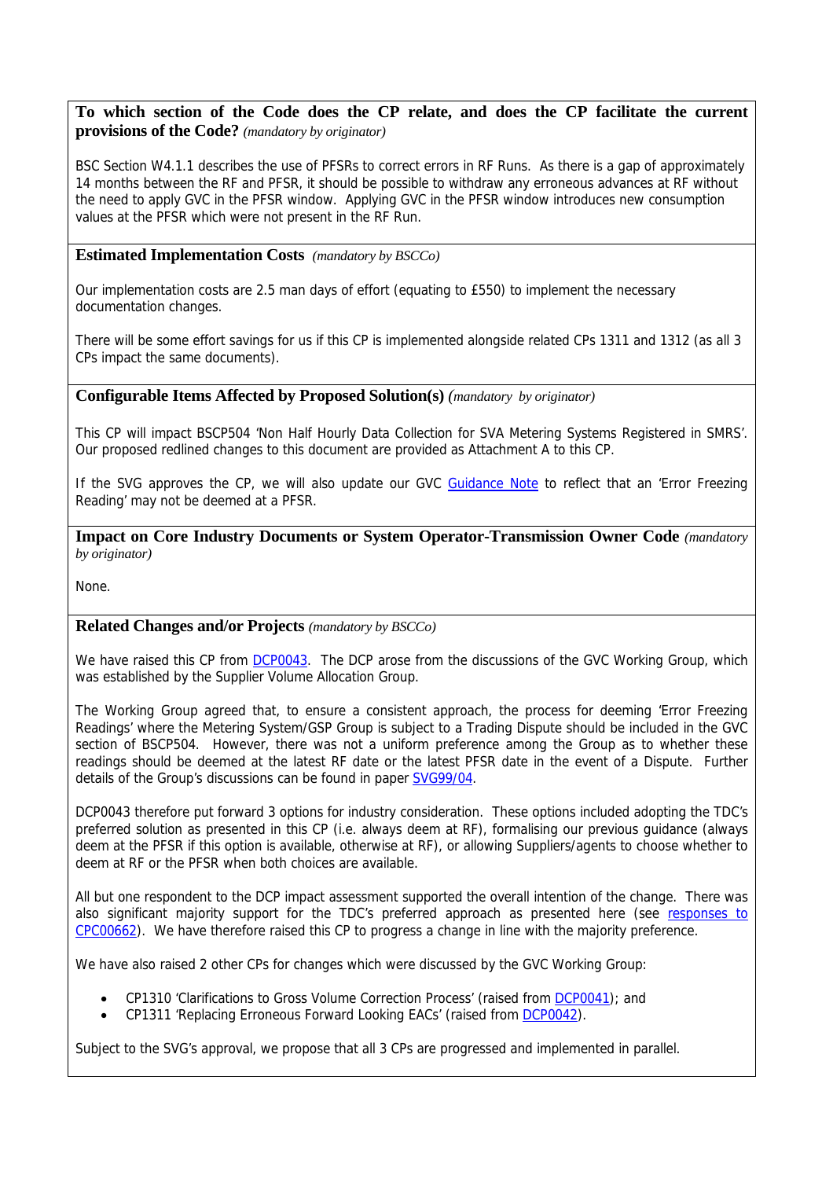**To which section of the Code does the CP relate, and does the CP facilitate the current provisions of the Code?** *(mandatory by originator)*

BSC Section W4.1.1 describes the use of PFSRs to correct errors in RF Runs. As there is a gap of approximately 14 months between the RF and PFSR, it should be possible to withdraw any erroneous advances at RF without the need to apply GVC in the PFSR window. Applying GVC in the PFSR window introduces new consumption values at the PFSR which were not present in the RF Run.

**Estimated Implementation Costs** *(mandatory by BSCCo)*

Our implementation costs are 2.5 man days of effort (equating to £550) to implement the necessary documentation changes.

There will be some effort savings for us if this CP is implemented alongside related CPs 1311 and 1312 (as all 3 CPs impact the same documents).

**Configurable Items Affected by Proposed Solution(s)** *(mandatory by originator)*

This CP will impact BSCP504 'Non Half Hourly Data Collection for SVA Metering Systems Registered in SMRS'. Our proposed redlined changes to this document are provided as Attachment A to this CP.

If the SVG approves the CP, we will also update our GVC Guidance Note to reflect that an 'Error Freezing Reading' may not be deemed at a PFSR.

**Impact on Core Industry Documents or System Operator-Transmission Owner Code** *(mandatory by originator)*

None.

**Related Changes and/or Projects** *(mandatory by BSCCo)*

We have raised this CP from DCP0043. The DCP arose from the discussions of the GVC Working Group, which was established by the Supplier Volume Allocation Group.

The Working Group agreed that, to ensure a consistent approach, the process for deeming 'Error Freezing Readings' where the Metering System/GSP Group is subject to a Trading Dispute should be included in the GVC section of BSCP504. However, there was not a uniform preference among the Group as to whether these readings should be deemed at the latest RF date or the latest PFSR date in the event of a Dispute. Further details of the Group's discussions can be found in paper SVG99/04.

DCP0043 therefore put forward 3 options for industry consideration. These options included adopting the TDC's preferred solution as presented in this CP (i.e. always deem at RF), formalising our previous guidance (always deem at the PFSR if this option is available, otherwise at RF), or allowing Suppliers/agents to choose whether to deem at RF or the PFSR when both choices are available.

All but one respondent to the DCP impact assessment supported the overall intention of the change. There was also significant majority support for the TDC's preferred approach as presented here (see responses to CPC00662). We have therefore raised this CP to progress a change in line with the majority preference.

We have also raised 2 other CPs for changes which were discussed by the GVC Working Group:

- CP1310 'Clarifications to Gross Volume Correction Process' (raised from DCP0041); and
- CP1311 'Replacing Erroneous Forward Looking EACs' (raised from DCP0042).

Subject to the SVG's approval, we propose that all 3 CPs are progressed and implemented in parallel.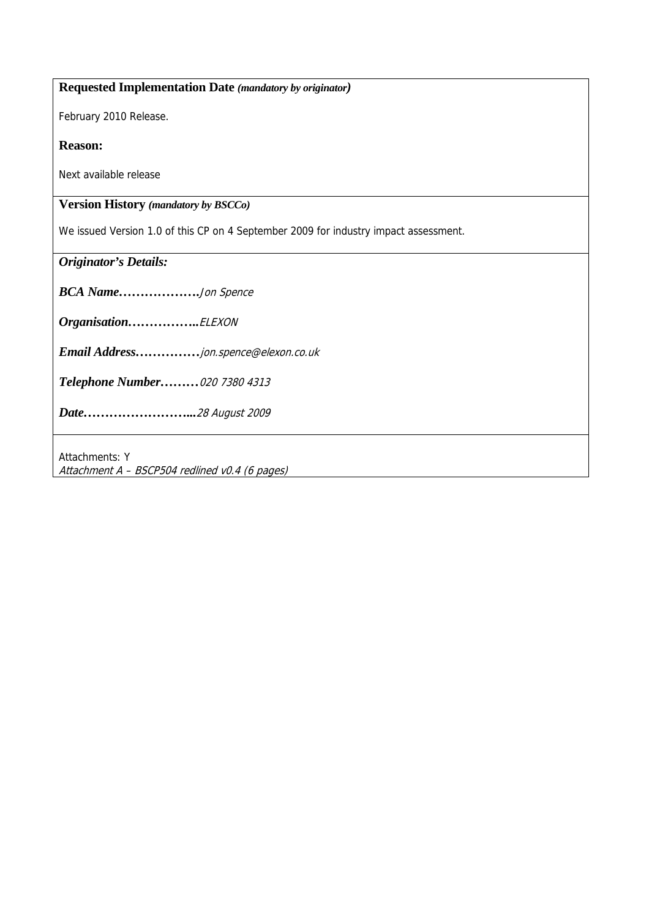**Requested Implementation Date** ***(mandatory by originator)***

February 2010 Release.

**Reason:**

Next available release

**Version History** ***(mandatory by BSCCo)***

We issued Version 1.0 of this CP on 4 September 2009 for industry impact assessment.

***Originator's Details:***

***BCA Name……………….*** *Jon Spence*

***Organisation……………..*** *ELEXON*

***Email Address……………*** *jon.spence@elexon.co.uk*

***Telephone Number………*** *020 7380 4313*

***Date……………………...*** *28 August 2009*

Attachments: Y
*Attachment A – BSCP504 redlined v0.4 (6 pages)*